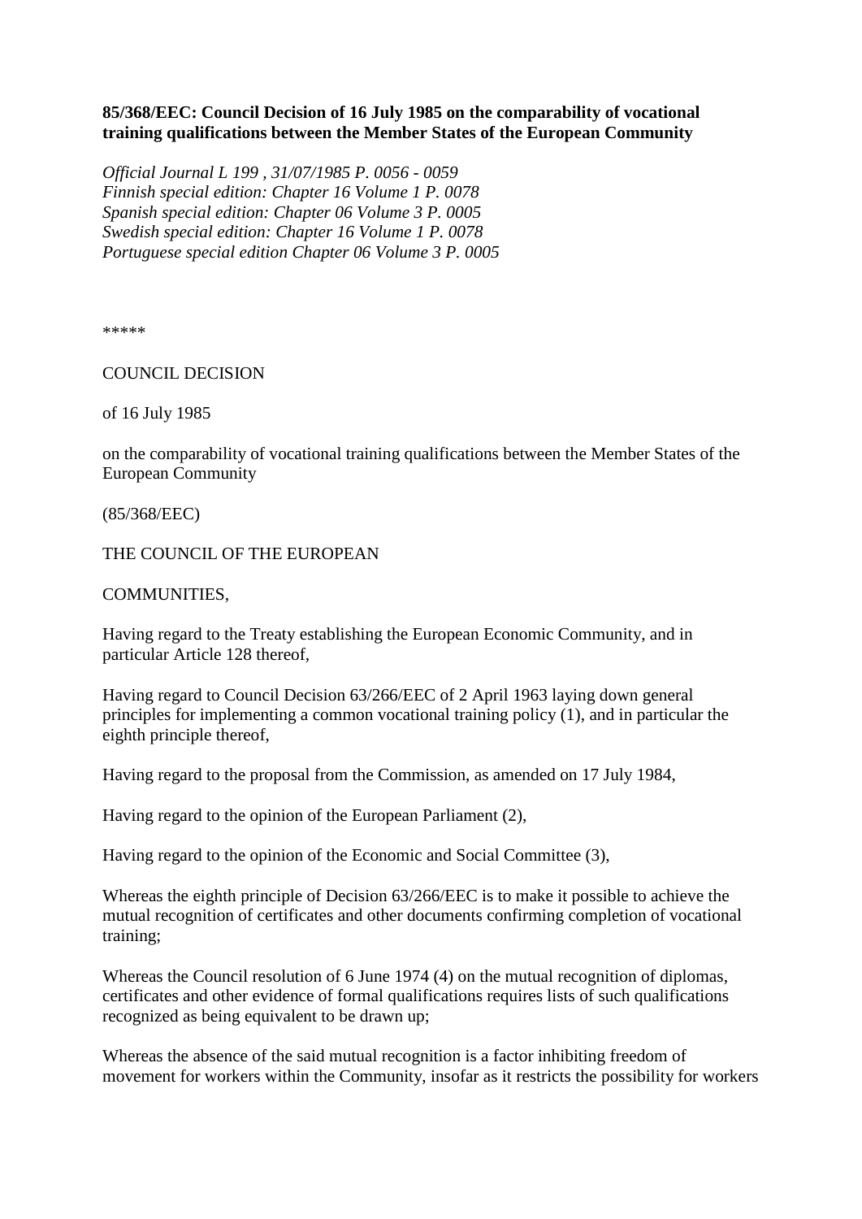**85/368/EEC: Council Decision of 16 July 1985 on the comparability of vocational training qualifications between the Member States of the European Community**

*Official Journal L 199 , 31/07/1985 P. 0056 - 0059*
*Finnish special edition: Chapter 16 Volume 1 P. 0078*
*Spanish special edition: Chapter 06 Volume 3 P. 0005*
*Swedish special edition: Chapter 16 Volume 1 P. 0078*
*Portuguese special edition Chapter 06 Volume 3 P. 0005*

*****

COUNCIL DECISION

of 16 July 1985

on the comparability of vocational training qualifications between the Member States of the European Community

(85/368/EEC)

THE COUNCIL OF THE EUROPEAN

COMMUNITIES,

Having regard to the Treaty establishing the European Economic Community, and in particular Article 128 thereof,

Having regard to Council Decision 63/266/EEC of 2 April 1963 laying down general principles for implementing a common vocational training policy (1), and in particular the eighth principle thereof,

Having regard to the proposal from the Commission, as amended on 17 July 1984,

Having regard to the opinion of the European Parliament (2),

Having regard to the opinion of the Economic and Social Committee (3),

Whereas the eighth principle of Decision 63/266/EEC is to make it possible to achieve the mutual recognition of certificates and other documents confirming completion of vocational training;

Whereas the Council resolution of 6 June 1974 (4) on the mutual recognition of diplomas, certificates and other evidence of formal qualifications requires lists of such qualifications recognized as being equivalent to be drawn up;

Whereas the absence of the said mutual recognition is a factor inhibiting freedom of movement for workers within the Community, insofar as it restricts the possibility for workers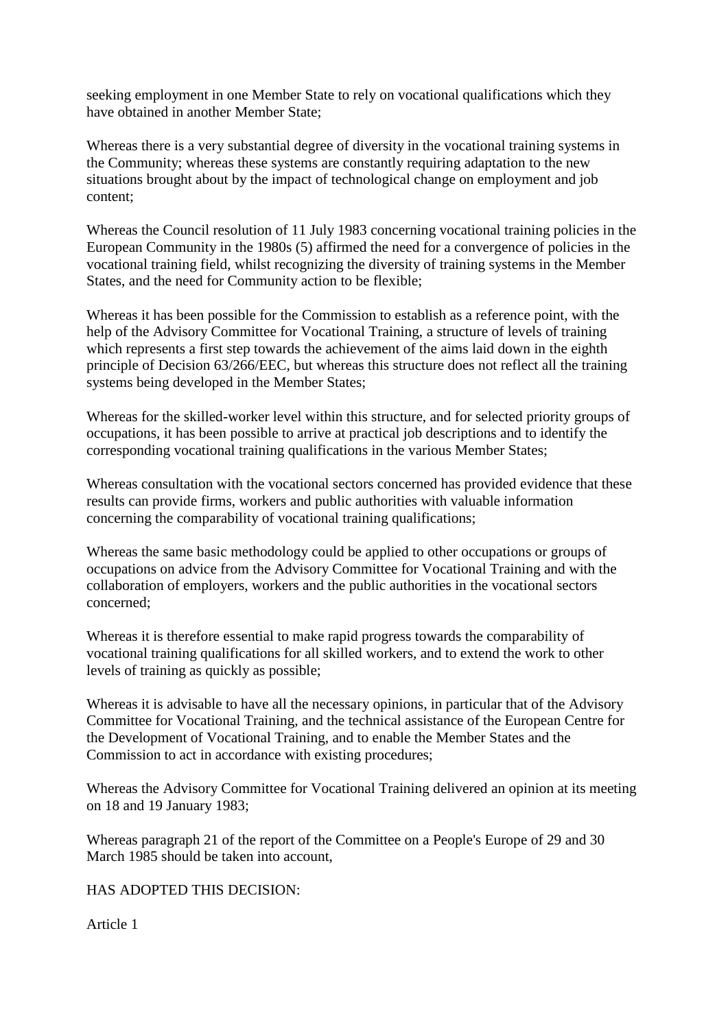seeking employment in one Member State to rely on vocational qualifications which they have obtained in another Member State;

Whereas there is a very substantial degree of diversity in the vocational training systems in the Community; whereas these systems are constantly requiring adaptation to the new situations brought about by the impact of technological change on employment and job content;

Whereas the Council resolution of 11 July 1983 concerning vocational training policies in the European Community in the 1980s (5) affirmed the need for a convergence of policies in the vocational training field, whilst recognizing the diversity of training systems in the Member States, and the need for Community action to be flexible;

Whereas it has been possible for the Commission to establish as a reference point, with the help of the Advisory Committee for Vocational Training, a structure of levels of training which represents a first step towards the achievement of the aims laid down in the eighth principle of Decision 63/266/EEC, but whereas this structure does not reflect all the training systems being developed in the Member States;

Whereas for the skilled-worker level within this structure, and for selected priority groups of occupations, it has been possible to arrive at practical job descriptions and to identify the corresponding vocational training qualifications in the various Member States;

Whereas consultation with the vocational sectors concerned has provided evidence that these results can provide firms, workers and public authorities with valuable information concerning the comparability of vocational training qualifications;

Whereas the same basic methodology could be applied to other occupations or groups of occupations on advice from the Advisory Committee for Vocational Training and with the collaboration of employers, workers and the public authorities in the vocational sectors concerned;

Whereas it is therefore essential to make rapid progress towards the comparability of vocational training qualifications for all skilled workers, and to extend the work to other levels of training as quickly as possible;

Whereas it is advisable to have all the necessary opinions, in particular that of the Advisory Committee for Vocational Training, and the technical assistance of the European Centre for the Development of Vocational Training, and to enable the Member States and the Commission to act in accordance with existing procedures;

Whereas the Advisory Committee for Vocational Training delivered an opinion at its meeting on 18 and 19 January 1983;

Whereas paragraph 21 of the report of the Committee on a People's Europe of 29 and 30 March 1985 should be taken into account,

HAS ADOPTED THIS DECISION:

Article 1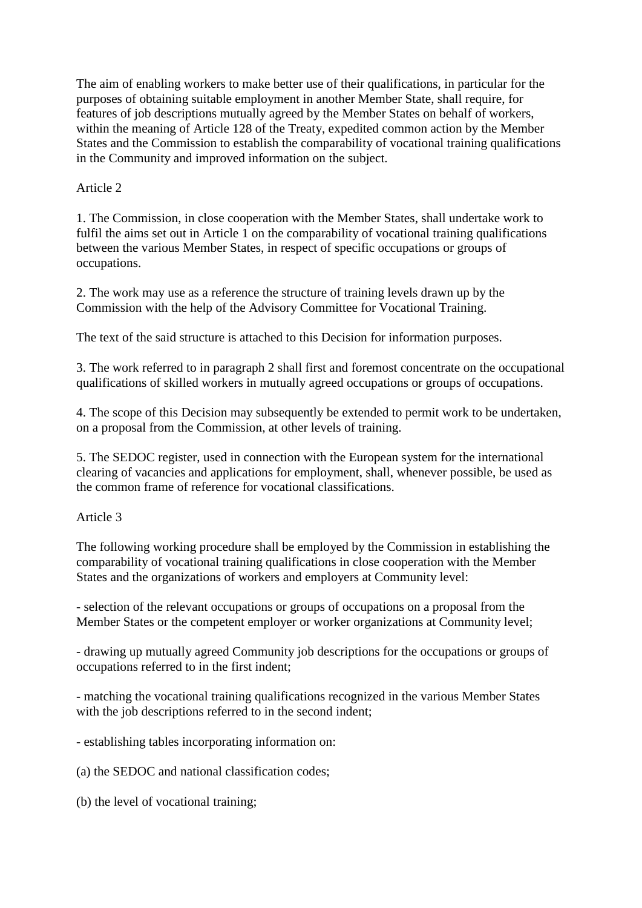The aim of enabling workers to make better use of their qualifications, in particular for the purposes of obtaining suitable employment in another Member State, shall require, for features of job descriptions mutually agreed by the Member States on behalf of workers, within the meaning of Article 128 of the Treaty, expedited common action by the Member States and the Commission to establish the comparability of vocational training qualifications in the Community and improved information on the subject.

Article 2

1. The Commission, in close cooperation with the Member States, shall undertake work to fulfil the aims set out in Article 1 on the comparability of vocational training qualifications between the various Member States, in respect of specific occupations or groups of occupations.

2. The work may use as a reference the structure of training levels drawn up by the Commission with the help of the Advisory Committee for Vocational Training.

The text of the said structure is attached to this Decision for information purposes.

3. The work referred to in paragraph 2 shall first and foremost concentrate on the occupational qualifications of skilled workers in mutually agreed occupations or groups of occupations.

4. The scope of this Decision may subsequently be extended to permit work to be undertaken, on a proposal from the Commission, at other levels of training.

5. The SEDOC register, used in connection with the European system for the international clearing of vacancies and applications for employment, shall, whenever possible, be used as the common frame of reference for vocational classifications.

Article 3

The following working procedure shall be employed by the Commission in establishing the comparability of vocational training qualifications in close cooperation with the Member States and the organizations of workers and employers at Community level:

- selection of the relevant occupations or groups of occupations on a proposal from the Member States or the competent employer or worker organizations at Community level;

- drawing up mutually agreed Community job descriptions for the occupations or groups of occupations referred to in the first indent;

- matching the vocational training qualifications recognized in the various Member States with the job descriptions referred to in the second indent;

- establishing tables incorporating information on:

(a) the SEDOC and national classification codes;

(b) the level of vocational training;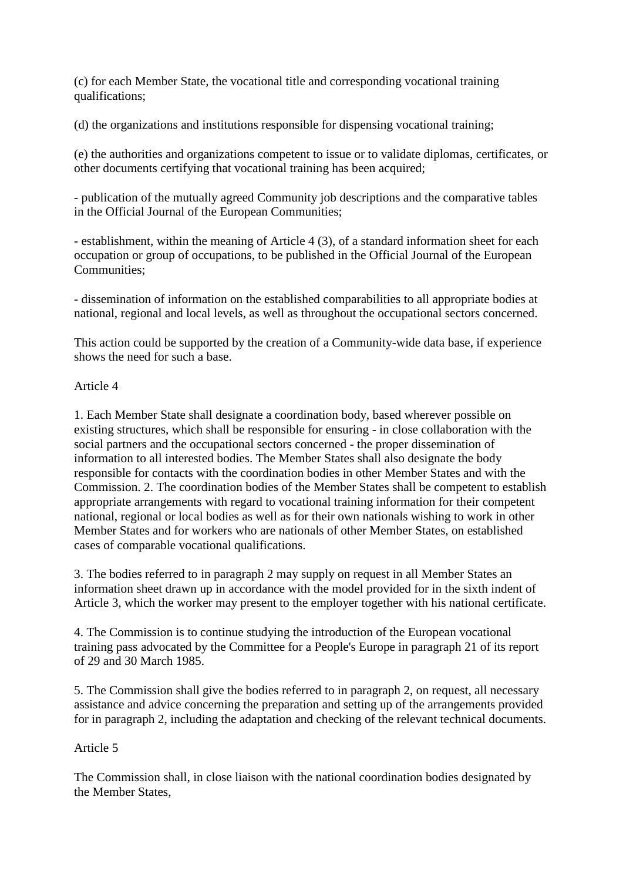(c) for each Member State, the vocational title and corresponding vocational training qualifications;

(d) the organizations and institutions responsible for dispensing vocational training;

(e) the authorities and organizations competent to issue or to validate diplomas, certificates, or other documents certifying that vocational training has been acquired;

- publication of the mutually agreed Community job descriptions and the comparative tables in the Official Journal of the European Communities;

- establishment, within the meaning of Article 4 (3), of a standard information sheet for each occupation or group of occupations, to be published in the Official Journal of the European Communities;

- dissemination of information on the established comparabilities to all appropriate bodies at national, regional and local levels, as well as throughout the occupational sectors concerned.

This action could be supported by the creation of a Community-wide data base, if experience shows the need for such a base.

Article 4

1. Each Member State shall designate a coordination body, based wherever possible on existing structures, which shall be responsible for ensuring - in close collaboration with the social partners and the occupational sectors concerned - the proper dissemination of information to all interested bodies. The Member States shall also designate the body responsible for contacts with the coordination bodies in other Member States and with the Commission. 2. The coordination bodies of the Member States shall be competent to establish appropriate arrangements with regard to vocational training information for their competent national, regional or local bodies as well as for their own nationals wishing to work in other Member States and for workers who are nationals of other Member States, on established cases of comparable vocational qualifications.

3. The bodies referred to in paragraph 2 may supply on request in all Member States an information sheet drawn up in accordance with the model provided for in the sixth indent of Article 3, which the worker may present to the employer together with his national certificate.

4. The Commission is to continue studying the introduction of the European vocational training pass advocated by the Committee for a People's Europe in paragraph 21 of its report of 29 and 30 March 1985.

5. The Commission shall give the bodies referred to in paragraph 2, on request, all necessary assistance and advice concerning the preparation and setting up of the arrangements provided for in paragraph 2, including the adaptation and checking of the relevant technical documents.

Article 5

The Commission shall, in close liaison with the national coordination bodies designated by the Member States,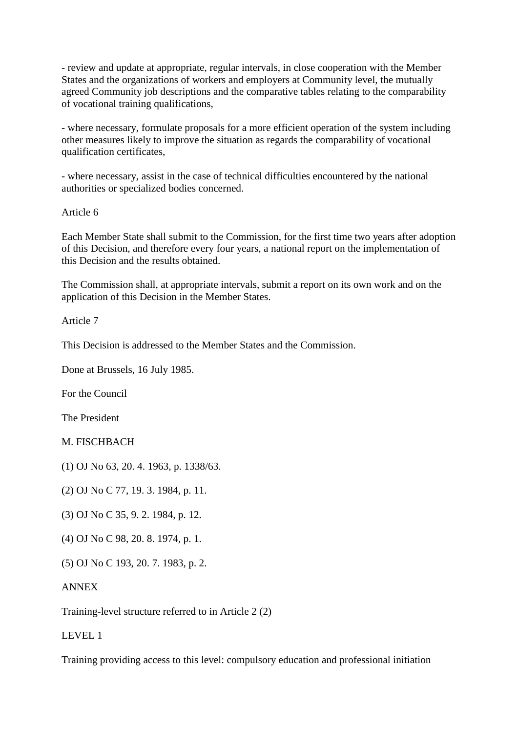- review and update at appropriate, regular intervals, in close cooperation with the Member States and the organizations of workers and employers at Community level, the mutually agreed Community job descriptions and the comparative tables relating to the comparability of vocational training qualifications,

- where necessary, formulate proposals for a more efficient operation of the system including other measures likely to improve the situation as regards the comparability of vocational qualification certificates,

- where necessary, assist in the case of technical difficulties encountered by the national authorities or specialized bodies concerned.

Article 6

Each Member State shall submit to the Commission, for the first time two years after adoption of this Decision, and therefore every four years, a national report on the implementation of this Decision and the results obtained.

The Commission shall, at appropriate intervals, submit a report on its own work and on the application of this Decision in the Member States.

Article 7

This Decision is addressed to the Member States and the Commission.

Done at Brussels, 16 July 1985.

For the Council

The President

M. FISCHBACH

(1) OJ No 63, 20. 4. 1963, p. 1338/63.

(2) OJ No C 77, 19. 3. 1984, p. 11.

(3) OJ No C 35, 9. 2. 1984, p. 12.

(4) OJ No C 98, 20. 8. 1974, p. 1.

(5) OJ No C 193, 20. 7. 1983, p. 2.

ANNEX

Training-level structure referred to in Article 2 (2)

LEVEL 1

Training providing access to this level: compulsory education and professional initiation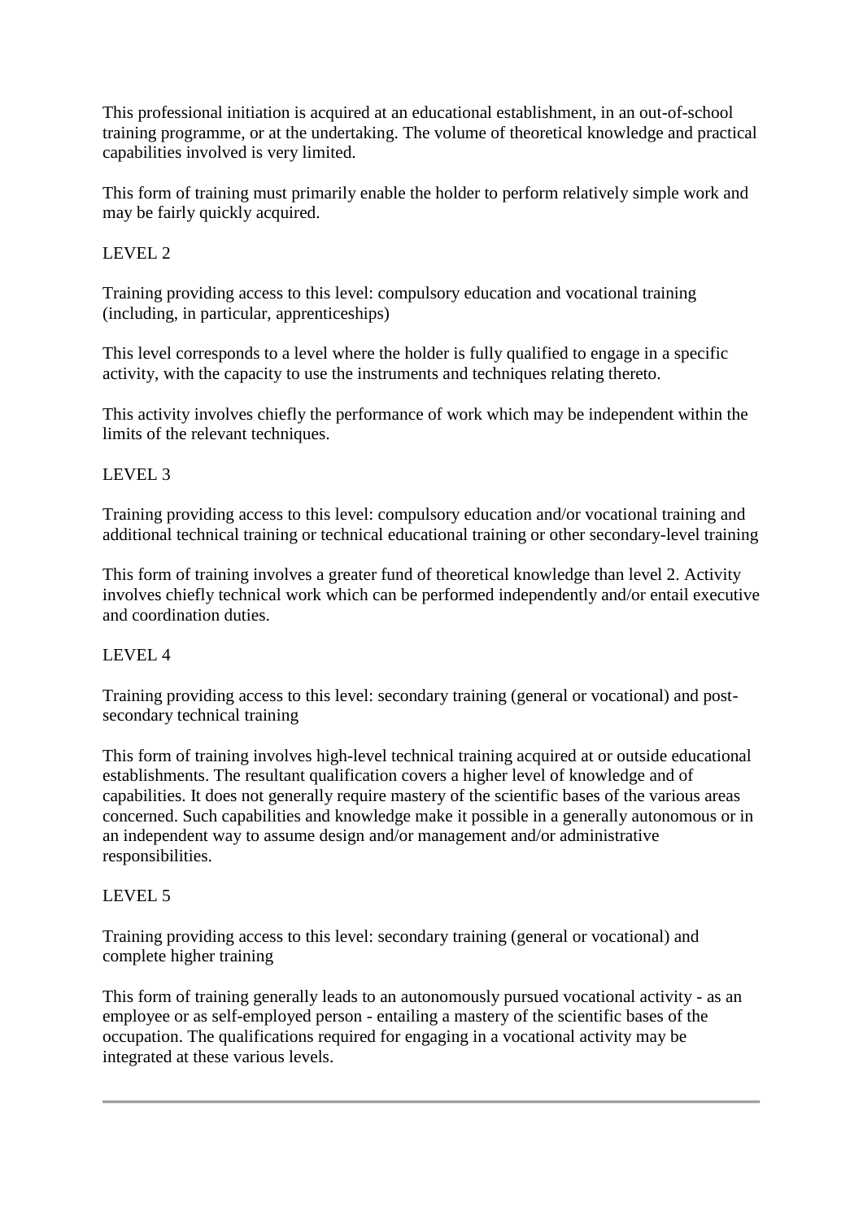This professional initiation is acquired at an educational establishment, in an out-of-school training programme, or at the undertaking. The volume of theoretical knowledge and practical capabilities involved is very limited.

This form of training must primarily enable the holder to perform relatively simple work and may be fairly quickly acquired.

LEVEL 2

Training providing access to this level: compulsory education and vocational training (including, in particular, apprenticeships)

This level corresponds to a level where the holder is fully qualified to engage in a specific activity, with the capacity to use the instruments and techniques relating thereto.

This activity involves chiefly the performance of work which may be independent within the limits of the relevant techniques.

LEVEL 3

Training providing access to this level: compulsory education and/or vocational training and additional technical training or technical educational training or other secondary-level training

This form of training involves a greater fund of theoretical knowledge than level 2. Activity involves chiefly technical work which can be performed independently and/or entail executive and coordination duties.

LEVEL 4

Training providing access to this level: secondary training (general or vocational) and post-secondary technical training

This form of training involves high-level technical training acquired at or outside educational establishments. The resultant qualification covers a higher level of knowledge and of capabilities. It does not generally require mastery of the scientific bases of the various areas concerned. Such capabilities and knowledge make it possible in a generally autonomous or in an independent way to assume design and/or management and/or administrative responsibilities.

LEVEL 5

Training providing access to this level: secondary training (general or vocational) and complete higher training

This form of training generally leads to an autonomously pursued vocational activity - as an employee or as self-employed person - entailing a mastery of the scientific bases of the occupation. The qualifications required for engaging in a vocational activity may be integrated at these various levels.

---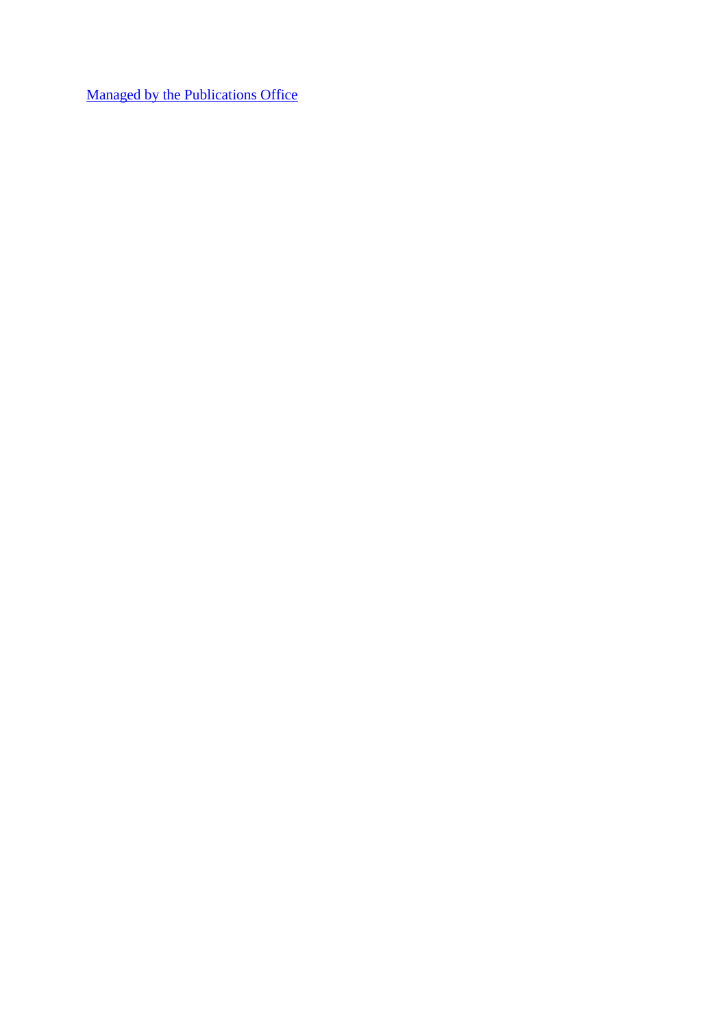[Managed by the Publications Office]